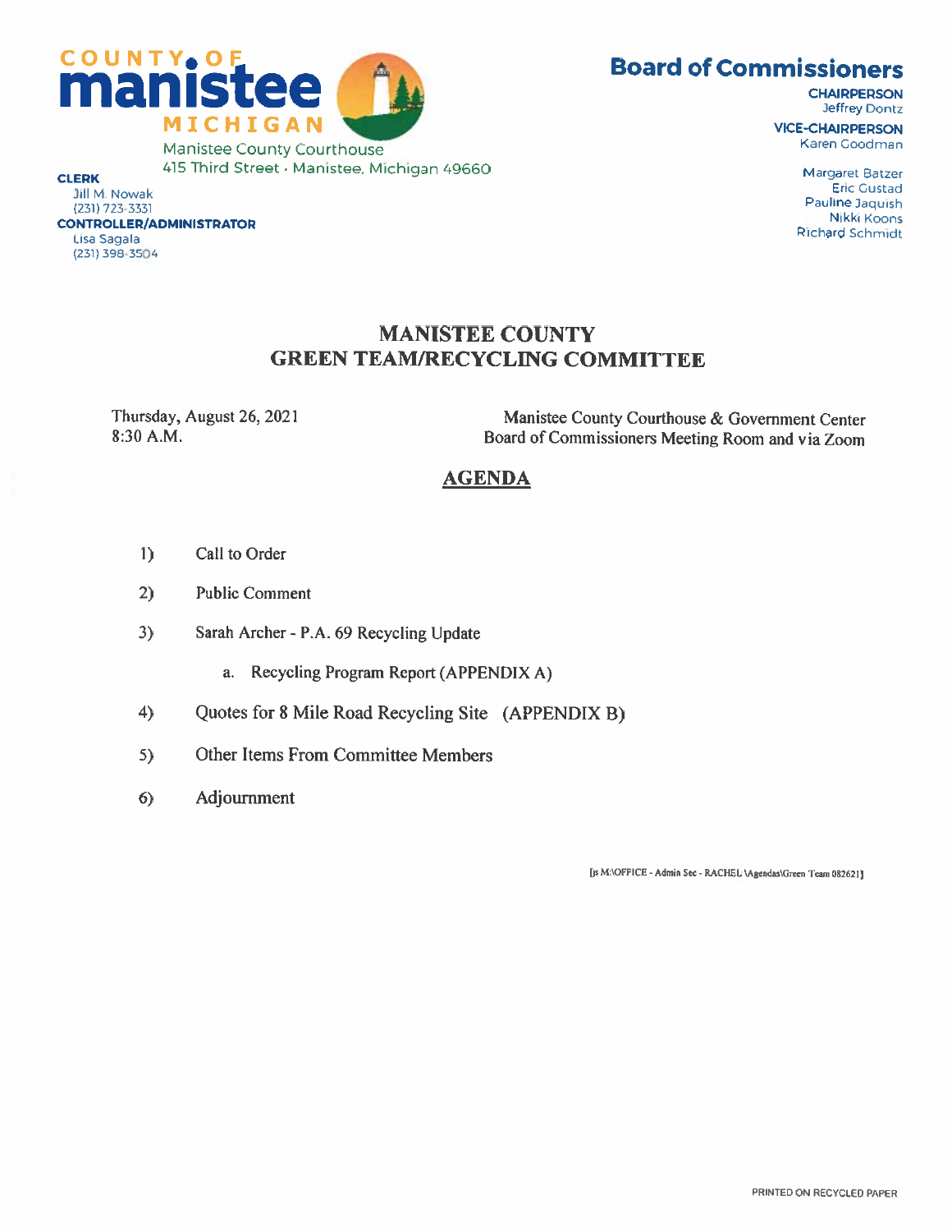COUNTY OF
**manistee**
MICHIGAN

Manistee County Courthouse
415 Third Street · Manistee, Michigan 49660

**CLERK**
Jill M. Nowak
(231) 723-3331

**CONTROLLER/ADMINISTRATOR**
Lisa Sagala
(231) 398-3504

## Board of Commissioners

**CHAIRPERSON**
Jeffrey Dontz

**VICE-CHAIRPERSON**
Karen Goodman

Margaret Batzer
Eric Gustad
Pauline Jaquish
Nikki Koons
Richard Schmidt

# MANISTEE COUNTY
# GREEN TEAM/RECYCLING COMMITTEE

Thursday, August 26, 2021
8:30 A.M.

Manistee County Courthouse & Government Center
Board of Commissioners Meeting Room and via Zoom

## AGENDA

1) Call to Order

2) Public Comment

3) Sarah Archer - P.A. 69 Recycling Update

   a. Recycling Program Report (APPENDIX A)

4) Quotes for 8 Mile Road Recycling Site (APPENDIX B)

5) Other Items From Committee Members

6) Adjournment

[js M:\OFFICE - Admin Sec - RACHEL \Agendas\Green Team 082621]

PRINTED ON RECYCLED PAPER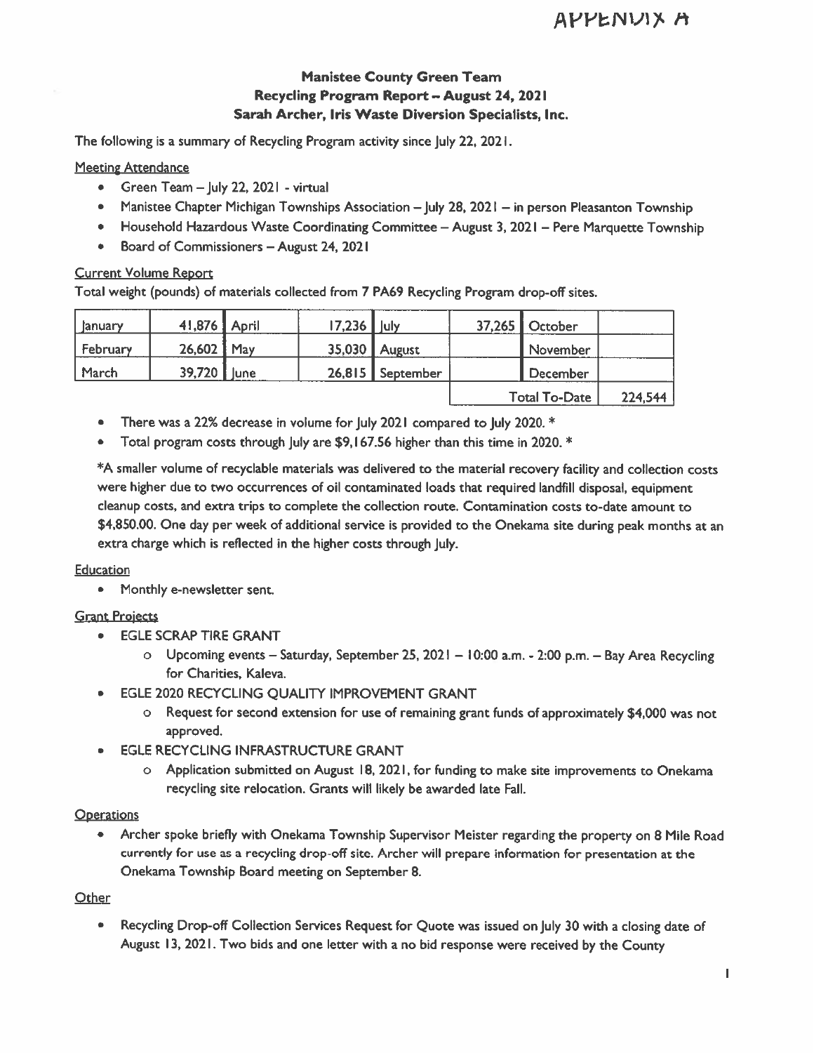APPENDIX A

## Manistee County Green Team
## Recycling Program Report – August 24, 2021
## Sarah Archer, Iris Waste Diversion Specialists, Inc.

The following is a summary of Recycling Program activity since July 22, 2021.

Meeting Attendance

- Green Team – July 22, 2021 - virtual
- Manistee Chapter Michigan Townships Association – July 28, 2021 – in person Pleasanton Township
- Household Hazardous Waste Coordinating Committee – August 3, 2021 – Pere Marquette Township
- Board of Commissioners – August 24, 2021

Current Volume Report

Total weight (pounds) of materials collected from 7 PA69 Recycling Program drop-off sites.

| January | 41,876 | April | 17,236 | July | 37,265 | October | |
|---|---|---|---|---|---|---|---|
| February | 26,602 | May | 35,030 | August | | November | |
| March | 39,720 | June | 26,815 | September | | December | |
| | | | | | | Total To-Date | 224,544 |

- There was a 22% decrease in volume for July 2021 compared to July 2020. *
- Total program costs through July are $9,167.56 higher than this time in 2020. *

*A smaller volume of recyclable materials was delivered to the material recovery facility and collection costs were higher due to two occurrences of oil contaminated loads that required landfill disposal, equipment cleanup costs, and extra trips to complete the collection route. Contamination costs to-date amount to $4,850.00. One day per week of additional service is provided to the Onekama site during peak months at an extra charge which is reflected in the higher costs through July.

Education

- Monthly e-newsletter sent.

Grant Projects

- EGLE SCRAP TIRE GRANT
  - Upcoming events – Saturday, September 25, 2021 – 10:00 a.m. - 2:00 p.m. – Bay Area Recycling for Charities, Kaleva.
- EGLE 2020 RECYCLING QUALITY IMPROVEMENT GRANT
  - Request for second extension for use of remaining grant funds of approximately $4,000 was not approved.
- EGLE RECYCLING INFRASTRUCTURE GRANT
  - Application submitted on August 18, 2021, for funding to make site improvements to Onekama recycling site relocation. Grants will likely be awarded late Fall.

Operations

- Archer spoke briefly with Onekama Township Supervisor Meister regarding the property on 8 Mile Road currently for use as a recycling drop-off site. Archer will prepare information for presentation at the Onekama Township Board meeting on September 8.

Other

- Recycling Drop-off Collection Services Request for Quote was issued on July 30 with a closing date of August 13, 2021. Two bids and one letter with a no bid response were received by the County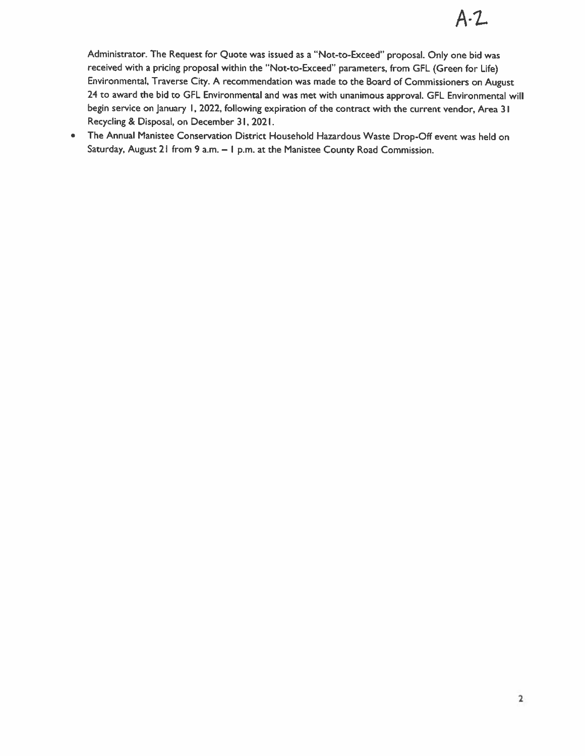Administrator. The Request for Quote was issued as a "Not-to-Exceed" proposal. Only one bid was received with a pricing proposal within the "Not-to-Exceed" parameters, from GFL (Green for Life) Environmental, Traverse City. A recommendation was made to the Board of Commissioners on August 24 to award the bid to GFL Environmental and was met with unanimous approval. GFL Environmental will begin service on January 1, 2022, following expiration of the contract with the current vendor, Area 31 Recycling & Disposal, on December 31, 2021.

- The Annual Manistee Conservation District Household Hazardous Waste Drop-Off event was held on Saturday, August 21 from 9 a.m. – 1 p.m. at the Manistee County Road Commission.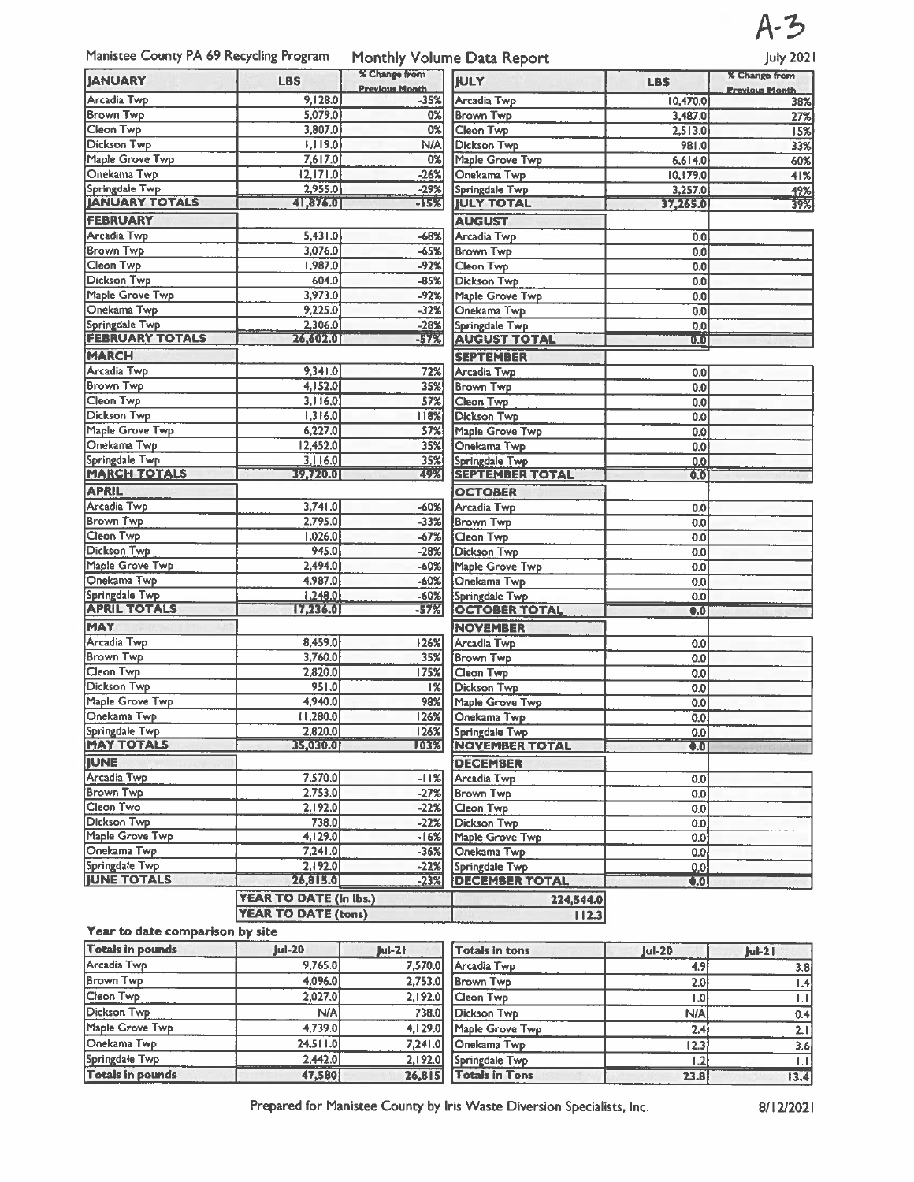A-3

Manistee County PA 69 Recycling Program  Monthly Volume Data Report  July 2021

| JANUARY | LBS | % Change from Previous Month |
|---|---|---|
| Arcadia Twp | 9,128.0 | -35% |
| Brown Twp | 5,079.0 | 0% |
| Cleon Twp | 3,807.0 | 0% |
| Dickson Twp | 1,119.0 | N/A |
| Maple Grove Twp | 7,617.0 | 0% |
| Onekama Twp | 12,171.0 | -26% |
| Springdale Twp | 2,955.0 | -29% |
| JANUARY TOTALS | 41,876.0 | -15% |
| FEBRUARY | | |
| Arcadia Twp | 5,431.0 | -68% |
| Brown Twp | 3,076.0 | -65% |
| Cleon Twp | 1,987.0 | -92% |
| Dickson Twp | 604.0 | -85% |
| Maple Grove Twp | 3,973.0 | -92% |
| Onekama Twp | 9,225.0 | -32% |
| Springdale Twp | 2,306.0 | -28% |
| FEBRUARY TOTALS | 26,602.0 | -57% |
| MARCH | | |
| Arcadia Twp | 9,341.0 | 72% |
| Brown Twp | 4,152.0 | 35% |
| Cleon Twp | 3,116.0 | 57% |
| Dickson Twp | 1,316.0 | 118% |
| Maple Grove Twp | 6,227.0 | 57% |
| Onekama Twp | 12,452.0 | 35% |
| Springdale Twp | 3,116.0 | 35% |
| MARCH TOTALS | 39,720.0 | 49% |
| APRIL | | |
| Arcadia Twp | 3,741.0 | -60% |
| Brown Twp | 2,795.0 | -33% |
| Cleon Twp | 1,026.0 | -67% |
| Dickson Twp | 945.0 | -28% |
| Maple Grove Twp | 2,494.0 | -60% |
| Onekama Twp | 4,987.0 | -60% |
| Springdale Twp | 1,248.0 | -60% |
| APRIL TOTALS | 17,236.0 | -57% |
| MAY | | |
| Arcadia Twp | 8,459.0 | 126% |
| Brown Twp | 3,760.0 | 35% |
| Cleon Twp | 2,820.0 | 175% |
| Dickson Twp | 951.0 | 1% |
| Maple Grove Twp | 4,940.0 | 98% |
| Onekama Twp | 11,280.0 | 126% |
| Springdale Twp | 2,820.0 | 126% |
| MAY TOTALS | 35,030.0 | 103% |
| JUNE | | |
| Arcadia Twp | 7,570.0 | -11% |
| Brown Twp | 2,753.0 | -27% |
| Cleon Two | 2,192.0 | -22% |
| Dickson Twp | 738.0 | -22% |
| Maple Grove Twp | 4,129.0 | -16% |
| Onekama Twp | 7,241.0 | -36% |
| Springdale Twp | 2,192.0 | -22% |
| JUNE TOTALS | 26,815.0 | -23% |

| JULY | LBS | % Change from Previous Month |
|---|---|---|
| Arcadia Twp | 10,470.0 | 38% |
| Brown Twp | 3,487.0 | 27% |
| Cleon Twp | 2,513.0 | 15% |
| Dickson Twp | 981.0 | 33% |
| Maple Grove Twp | 6,614.0 | 60% |
| Onekama Twp | 10,179.0 | 41% |
| Springdale Twp | 3,257.0 | 49% |
| JULY TOTAL | 37,265.0 | 39% |
| AUGUST | | |
| Arcadia Twp | 0.0 | |
| Brown Twp | 0.0 | |
| Cleon Twp | 0.0 | |
| Dickson Twp | 0.0 | |
| Maple Grove Twp | 0.0 | |
| Onekama Twp | 0.0 | |
| Springdale Twp | 0.0 | |
| AUGUST TOTAL | 0.0 | |
| SEPTEMBER | | |
| Arcadia Twp | 0.0 | |
| Brown Twp | 0.0 | |
| Cleon Twp | 0.0 | |
| Dickson Twp | 0.0 | |
| Maple Grove Twp | 0.0 | |
| Onekama Twp | 0.0 | |
| Springdale Twp | 0.0 | |
| SEPTEMBER TOTAL | 0.0 | |
| OCTOBER | | |
| Arcadia Twp | 0.0 | |
| Brown Twp | 0.0 | |
| Cleon Twp | 0.0 | |
| Dickson Twp | 0.0 | |
| Maple Grove Twp | 0.0 | |
| Onekama Twp | 0.0 | |
| Springdale Twp | 0.0 | |
| OCTOBER TOTAL | 0.0 | |
| NOVEMBER | | |
| Arcadia Twp | 0.0 | |
| Brown Twp | 0.0 | |
| Cleon Twp | 0.0 | |
| Dickson Twp | 0.0 | |
| Maple Grove Twp | 0.0 | |
| Onekama Twp | 0.0 | |
| Springdale Twp | 0.0 | |
| NOVEMBER TOTAL | 0.0 | |
| DECEMBER | | |
| Arcadia Twp | 0.0 | |
| Brown Twp | 0.0 | |
| Cleon Twp | 0.0 | |
| Dickson Twp | 0.0 | |
| Maple Grove Twp | 0.0 | |
| Onekama Twp | 0.0 | |
| Springdale Twp | 0.0 | |
| DECEMBER TOTAL | 0.0 | |

| | |
|---|---|
| YEAR TO DATE (in lbs.) | 224,544.0 |
| YEAR TO DATE (tons) | 112.3 |

**Year to date comparison by site**

| Totals in pounds | Jul-20 | Jul-21 |
|---|---|---|
| Arcadia Twp | 9,765.0 | 7,570.0 |
| Brown Twp | 4,096.0 | 2,753.0 |
| Cleon Twp | 2,027.0 | 2,192.0 |
| Dickson Twp | N/A | 738.0 |
| Maple Grove Twp | 4,739.0 | 4,129.0 |
| Onekama Twp | 24,511.0 | 7,241.0 |
| Springdale Twp | 2,442.0 | 2,192.0 |
| Totals in pounds | 47,580 | 26,815 |

| Totals in tons | Jul-20 | Jul-21 |
|---|---|---|
| Arcadia Twp | 4.9 | 3.8 |
| Brown Twp | 2.0 | 1.4 |
| Cleon Twp | 1.0 | 1.1 |
| Dickson Twp | N/A | 0.4 |
| Maple Grove Twp | 2.4 | 2.1 |
| Onekama Twp | 12.3 | 3.6 |
| Springdale Twp | 1.2 | 1.1 |
| Totals in Tons | 23.8 | 13.4 |

Prepared for Manistee County by Iris Waste Diversion Specialists, Inc.  8/12/2021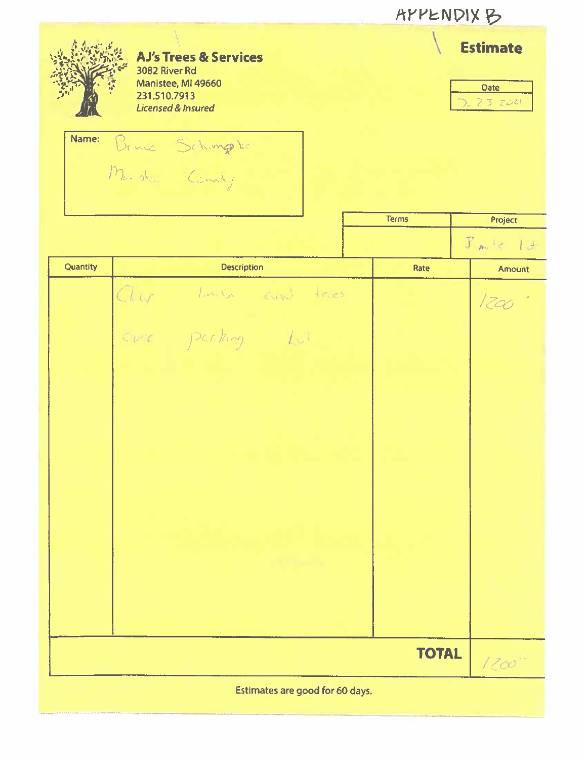APPENDIX B

**AJ's Trees & Services**
3082 River Rd
Manistee, MI 49660
231.510.7913
*Licensed & Insured*

# Estimate

| Date |
|---|
| 7-23-2021 |

Name: Bruce Schimpke
Manistee County

| Terms | Project |
|---|---|
| | 3 mile lot |

| Quantity | Description | Rate | Amount |
|---|---|---|---|
| | Clear limbs and trees over parking lot | | 1200 |
| | | **TOTAL** | 1200 |

Estimates are good for 60 days.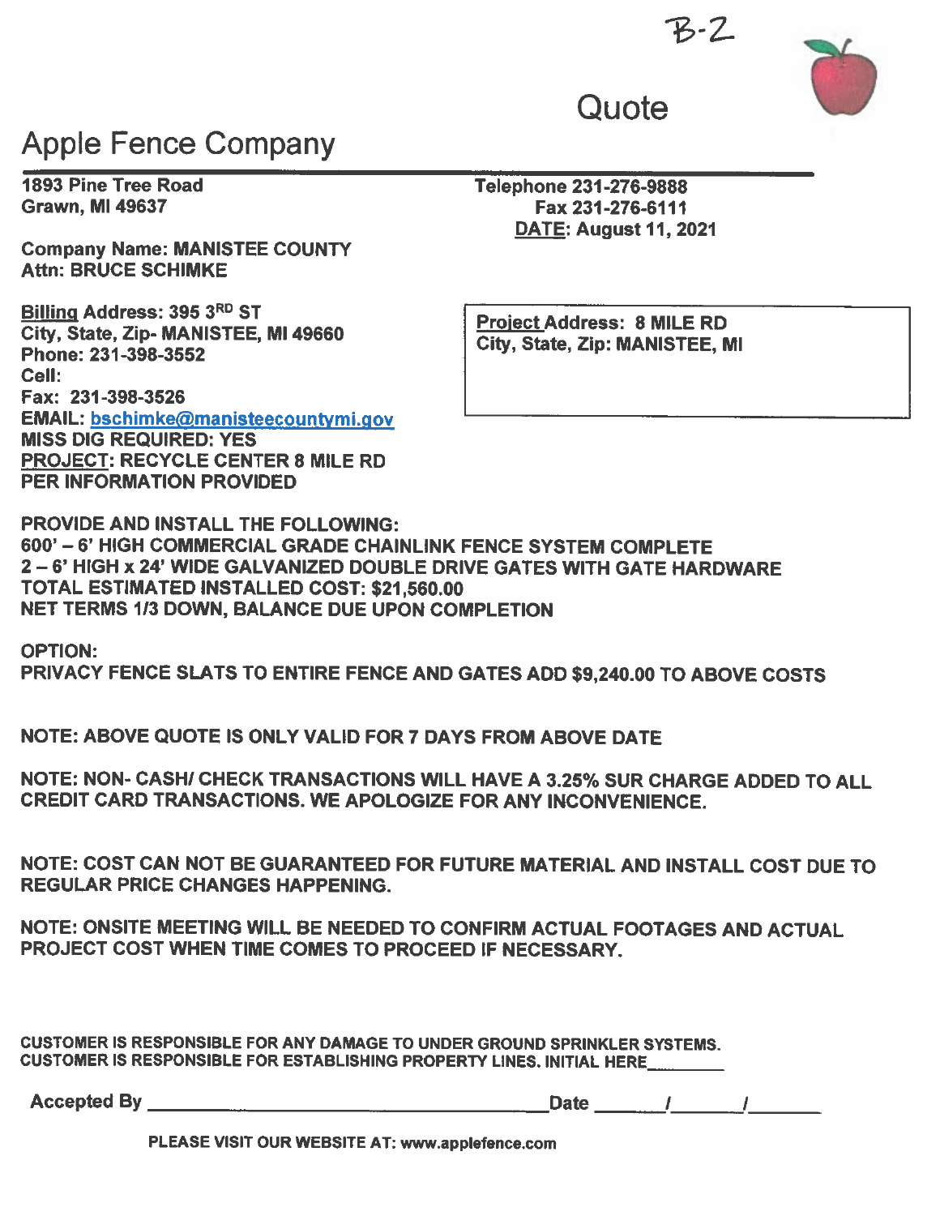B-2

# Quote

## Apple Fence Company

**1893 Pine Tree Road**
**Grawn, MI 49637**

**Telephone 231-276-9888**
**Fax 231-276-6111**
**DATE: August 11, 2021**

**Company Name: MANISTEE COUNTY**
**Attn: BRUCE SCHIMKE**

**Billing Address: 395 3RD ST**
**City, State, Zip- MANISTEE, MI 49660**
**Phone: 231-398-3552**
**Cell:**
**Fax: 231-398-3526**
**EMAIL: bschimke@manisteecountymi.gov**
**MISS DIG REQUIRED: YES**
**PROJECT: RECYCLE CENTER 8 MILE RD**
**PER INFORMATION PROVIDED**

**Project Address: 8 MILE RD**
**City, State, Zip: MANISTEE, MI**

**PROVIDE AND INSTALL THE FOLLOWING:**
**600' – 6' HIGH COMMERCIAL GRADE CHAINLINK FENCE SYSTEM COMPLETE**
**2 – 6' HIGH x 24' WIDE GALVANIZED DOUBLE DRIVE GATES WITH GATE HARDWARE**
**TOTAL ESTIMATED INSTALLED COST: $21,560.00**
**NET TERMS 1/3 DOWN, BALANCE DUE UPON COMPLETION**

**OPTION:**
**PRIVACY FENCE SLATS TO ENTIRE FENCE AND GATES ADD $9,240.00 TO ABOVE COSTS**

**NOTE: ABOVE QUOTE IS ONLY VALID FOR 7 DAYS FROM ABOVE DATE**

**NOTE: NON- CASH/ CHECK TRANSACTIONS WILL HAVE A 3.25% SUR CHARGE ADDED TO ALL CREDIT CARD TRANSACTIONS. WE APOLOGIZE FOR ANY INCONVENIENCE.**

**NOTE: COST CAN NOT BE GUARANTEED FOR FUTURE MATERIAL AND INSTALL COST DUE TO REGULAR PRICE CHANGES HAPPENING.**

**NOTE: ONSITE MEETING WILL BE NEEDED TO CONFIRM ACTUAL FOOTAGES AND ACTUAL PROJECT COST WHEN TIME COMES TO PROCEED IF NECESSARY.**

**CUSTOMER IS RESPONSIBLE FOR ANY DAMAGE TO UNDER GROUND SPRINKLER SYSTEMS.**
**CUSTOMER IS RESPONSIBLE FOR ESTABLISHING PROPERTY LINES. INITIAL HERE________**

**Accepted By ______________________________ Date ______/______/______**

**PLEASE VISIT OUR WEBSITE AT: www.applefence.com**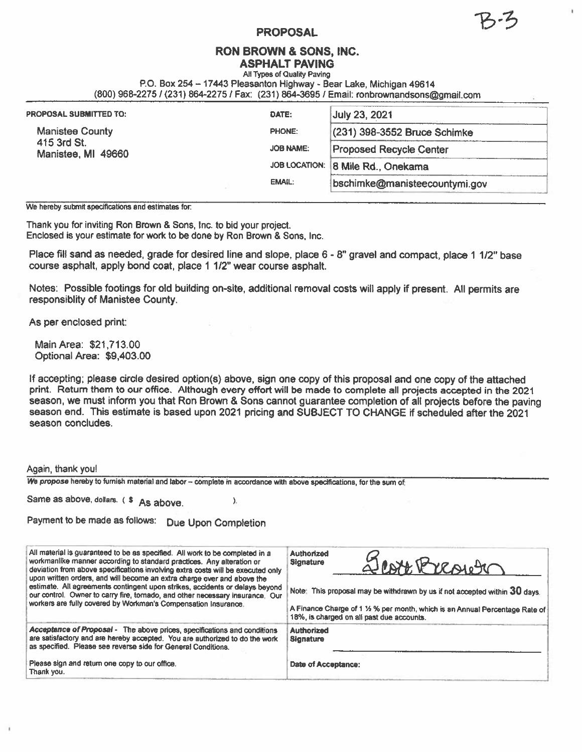B-3

# PROPOSAL

## RON BROWN & SONS, INC.

### ASPHALT PAVING

All Types of Quality Paving

P.O. Box 254 – 17443 Pleasanton Highway - Bear Lake, Michigan 49614

(800) 968-2275 / (231) 864-2275 / Fax: (231) 864-3695 / Email: ronbrownandsons@gmail.com

| PROPOSAL SUBMITTED TO: | | |
|---|---|---|
| Manistee County<br>415 3rd St.<br>Manistee, MI 49660 | DATE: | July 23, 2021 |
| | PHONE: | (231) 398-3552 Bruce Schimke |
| | JOB NAME: | Proposed Recycle Center |
| | JOB LOCATION: | 8 Mile Rd., Onekama |
| | EMAIL: | bschimke@manisteecountymi.gov |

We hereby submit specifications and estimates for:

Thank you for inviting Ron Brown & Sons, Inc. to bid your project.
Enclosed is your estimate for work to be done by Ron Brown & Sons, Inc.

Place fill sand as needed, grade for desired line and slope, place 6 - 8" gravel and compact, place 1 1/2" base course asphalt, apply bond coat, place 1 1/2" wear course asphalt.

Notes: Possible footings for old building on-site, additional removal costs will apply if present. All permits are responsiblity of Manistee County.

As per enclosed print:

Main Area: $21,713.00
Optional Area: $9,403.00

If accepting; please circle desired option(s) above, sign one copy of this proposal and one copy of the attached print. Return them to our office. Although every effort will be made to complete all projects accepted in the 2021 season, we must inform you that Ron Brown & Sons cannot guarantee completion of all projects before the paving season end. This estimate is based upon 2021 pricing and SUBJECT TO CHANGE if scheduled after the 2021 season concludes.

Again, thank you!

***We propose*** hereby to furnish material and labor – complete in accordance with above specifications, for the sum of:

Same as above. dollars. ( $ As above. ).

Payment to be made as follows: Due Upon Completion

| | |
|---|---|
| All material is guaranteed to be as specified. All work to be completed in a workmanlike manner according to standard practices. Any alteration or deviation from above specifications involving extra costs will be executed only upon written orders, and will become an extra charge over and above the estimate. All agreements contingent upon strikes, accidents or delays beyond our control. Owner to carry fire, tornado, and other necessary insurance. Our workers are fully covered by Workman's Compensation Insurance. | **Authorized Signature** Scott Brown<br><br>Note: This proposal may be withdrawn by us if not accepted within **30** days.<br><br>A Finance Charge of 1 ½ % per month, which is an Annual Percentage Rate of 18%, is charged on all past due accounts. |
| ***Acceptance of Proposal*** - The above prices, specifications and conditions are satisfactory and are hereby accepted. You are authorized to do the work as specified. Please see reverse side for General Conditions.<br><br>Please sign and return one copy to our office.<br>Thank you. | **Authorized Signature** ______________________<br><br>**Date of Acceptance:** |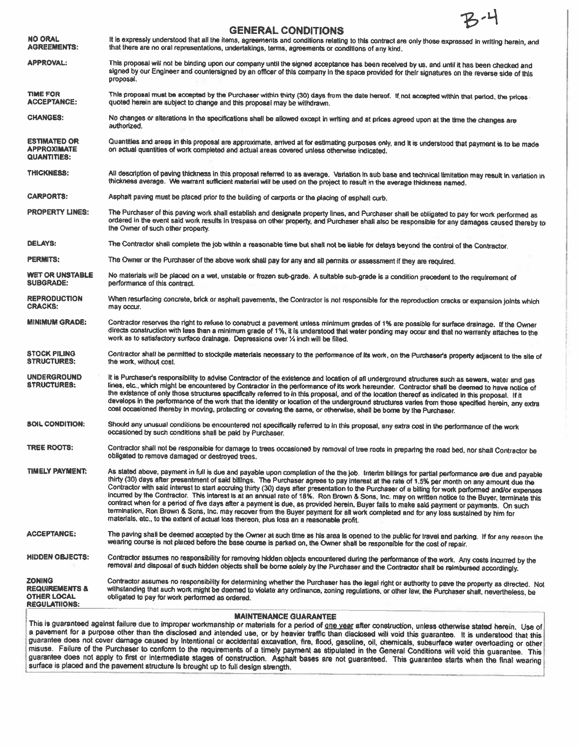B-4

# GENERAL CONDITIONS

**NO ORAL AGREEMENTS:** It is expressly understood that all the items, agreements and conditions relating to this contract are only those expressed in writing herein, and that there are no oral representations, undertakings, terms, agreements or conditions of any kind.

**APPROVAL:** This proposal will not be binding upon our company until the signed acceptance has been received by us, and until it has been checked and signed by our Engineer and countersigned by an officer of this company in the space provided for their signatures on the reverse side of this proposal.

**TIME FOR ACCEPTANCE:** This proposal must be accepted by the Purchaser within thirty (30) days from the date hereof. If not accepted within that period, the prices quoted herein are subject to change and this proposal may be withdrawn.

**CHANGES:** No changes or alterations in the specifications shall be allowed except in writing and at prices agreed upon at the time the changes are authorized.

**ESTIMATED OR APPROXIMATE QUANTITIES:** Quantities and areas in this proposal are approximate, arrived at for estimating purposes only, and it is understood that payment is to be made on actual quantities of work completed and actual areas covered unless otherwise indicated.

**THICKNESS:** All description of paving thickness in this proposal referred to as average. Variation in sub base and technical limitation may result in variation in thickness average. We warrant sufficient material will be used on the project to result in the average thickness named.

**CARPORTS:** Asphalt paving must be placed prior to the building of carports or the placing of asphalt curb.

**PROPERTY LINES:** The Purchaser of this paving work shall establish and designate property lines, and Purchaser shall be obligated to pay for work performed as ordered in the event said work results in trespass on other property, and Purchaser shall also be responsible for any damages caused thereby to the Owner of such other property.

**DELAYS:** The Contractor shall complete the job within a reasonable time but shall not be liable for delays beyond the control of the Contractor.

**PERMITS:** The Owner or the Purchaser of the above work shall pay for any and all permits or assessment if they are required.

**WET OR UNSTABLE SUBGRADE:** No materials will be placed on a wet, unstable or frozen sub-grade. A suitable sub-grade is a condition precedent to the requirement of performance of this contract.

**REPRODUCTION CRACKS:** When resurfacing concrete, brick or asphalt pavements, the Contractor is not responsible for the reproduction cracks or expansion joints which may occur.

**MINIMUM GRADE:** Contractor reserves the right to refuse to construct a pavement unless minimum grades of 1% are possible for surface drainage. If the Owner directs construction with less than a minimum grade of 1%, it is understood that water ponding may occur and that no warranty attaches to the work as to satisfactory surface drainage. Depressions over ¼ inch will be filled.

**STOCK PILING STRUCTURES:** Contractor shall be permitted to stockpile materials necessary to the performance of its work, on the Purchaser's property adjacent to the site of the work, without cost.

**UNDERGROUND STRUCTURES:** It is Purchaser's responsibility to advise Contractor of the existence and location of all underground structures such as sewers, water and gas lines, etc., which might be encountered by Contractor in the performance of its work hereunder. Contractor shall be deemed to have notice of the existence of only those structures specifically referred to in this proposal, and of the location thereof as indicated in this proposal. If it develops in the performance of the work that the identity or location of the underground structures varies from those specified herein, any extra cost occasioned thereby in moving, protecting or covering the same, or otherwise, shall be borne by the Purchaser.

**SOIL CONDITION:** Should any unusual conditions be encountered not specifically referred to in this proposal, any extra cost in the performance of the work occasioned by such conditions shall be paid by Purchaser.

**TREE ROOTS:** Contractor shall not be responsible for damage to trees occasioned by removal of tree roots in preparing the road bed, nor shall Contractor be obligated to remove damaged or destroyed trees.

**TIMELY PAYMENT:** As stated above, payment in full is due and payable upon completion of the the job. Interim billings for partial performance are due and payable thirty (30) days after presentment of said billings. The Purchaser agrees to pay interest at the rate of 1.5% per month on any amount due the Contractor with said interest to start accruing thirty (30) days after presentation to the Purchaser of a billing for work performed and/or expenses incurred by the Contractor. This interest is at an annual rate of 18%. Ron Brown & Sons, Inc. may on written notice to the Buyer, terminate this contract when for a period of five days after a payment is due, as provided herein, Buyer fails to make said payment or payments. On such termination, Ron Brown & Sons, Inc. may recover from the Buyer payment for all work completed and for any loss sustained by him for materials, etc., to the extent of actual loss thereon, plus loss an a reasonable profit.

**ACCEPTANCE:** The paving shall be deemed accepted by the Owner at such time as his area is opened to the public for travel and parking. If for any reason the wearing course is not placed before the base course is parked on, the Owner shall be responsible for the cost of repair.

**HIDDEN OBJECTS:** Contractor assumes no responsibility for removing hidden objects encountered during the performance of the work. Any costs incurred by the removal and disposal of such hidden objects shall be borne solely by the Purchaser and the Contractor shall be reimbursed accordingly.

**ZONING REQUIREMENTS & OTHER LOCAL REGULATIIONS:** Contractor assumes no responsibility for determining whether the Purchaser has the legal right or authority to pave the property as directed. Not withstanding that such work might be deemed to violate any ordinance, zoning regulations, or other law, the Purchaser shall, nevertheless, be obligated to pay for work performed as ordered.

## MAINTENANCE GUARANTEE

This is guaranteed against failure due to improper workmanship or materials for a period of one year after construction, unless otherwise stated herein. Use of a pavement for a purpose other than the disclosed and intended use, or by heavier traffic than disclosed will void this guarantee. It is understood that this guarantee does not cover damage caused by intentional or accidental excavation, fire, flood, gasoline, oil, chemicals, subsurface water overloading or other misuse. Failure of the Purchaser to conform to the requirements of a timely payment as stipulated in the General Conditions will void this guarantee. This guarantee does not apply to first or intermediate stages of construction. Asphalt bases are not guaranteed. This guarantee starts when the final wearing surface is placed and the pavement structure is brought up to full design strength.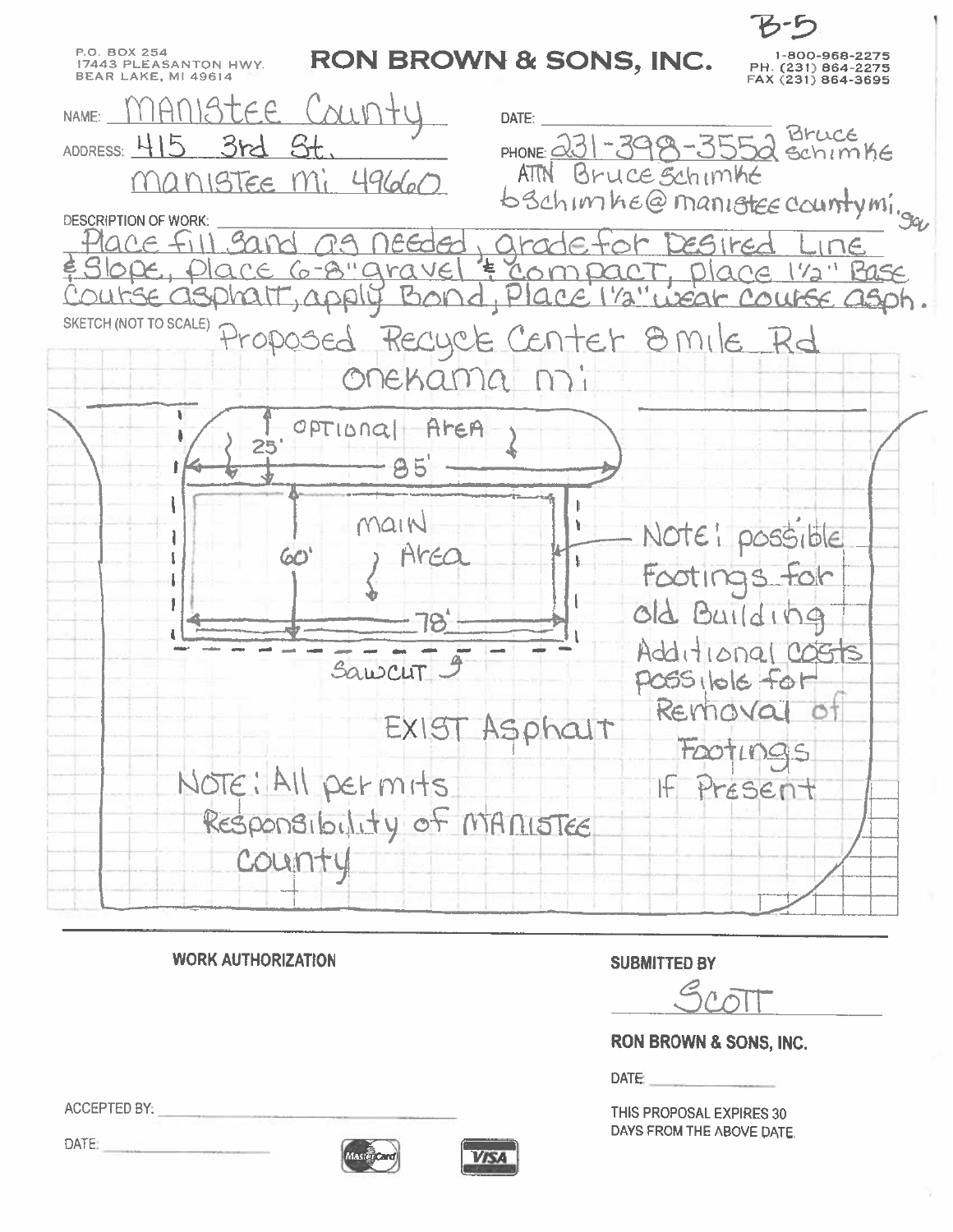B-5

P.O. BOX 254
17443 PLEASANTON HWY.
BEAR LAKE, MI 49614

# RON BROWN & SONS, INC.

1-800-968-2275
PH. (231) 864-2275
FAX (231) 864-3695

NAME: Manistee County

ADDRESS: 415 3rd St.
Manistee Mi 49660

DATE:

PHONE: 231-398-3552 Bruce Schimke
ATTN Bruce Schimke
bschimke@manisteecountymi.gov

DESCRIPTION OF WORK:
Place fill sand as needed, grade for Desired Line & Slope, place 6-8" gravel & compact, place 1½" Base course asphalt, apply Bond, Place 1½" wear course asph.

SKETCH (NOT TO SCALE) Proposed Recycle Center 8 mile Rd
Onekama mi

Optional Area
25'
85'
main Area
60'
78'
Sawcut
EXIST Asphalt

Note: possible Footings for old Building Additional costs possible for Removal of Footings If Present

Note: All permits Responsibility of Manistee County

WORK AUTHORIZATION

ACCEPTED BY:

DATE:

SUBMITTED BY
Scott

RON BROWN & SONS, INC.

DATE:

THIS PROPOSAL EXPIRES 30 DAYS FROM THE ABOVE DATE.